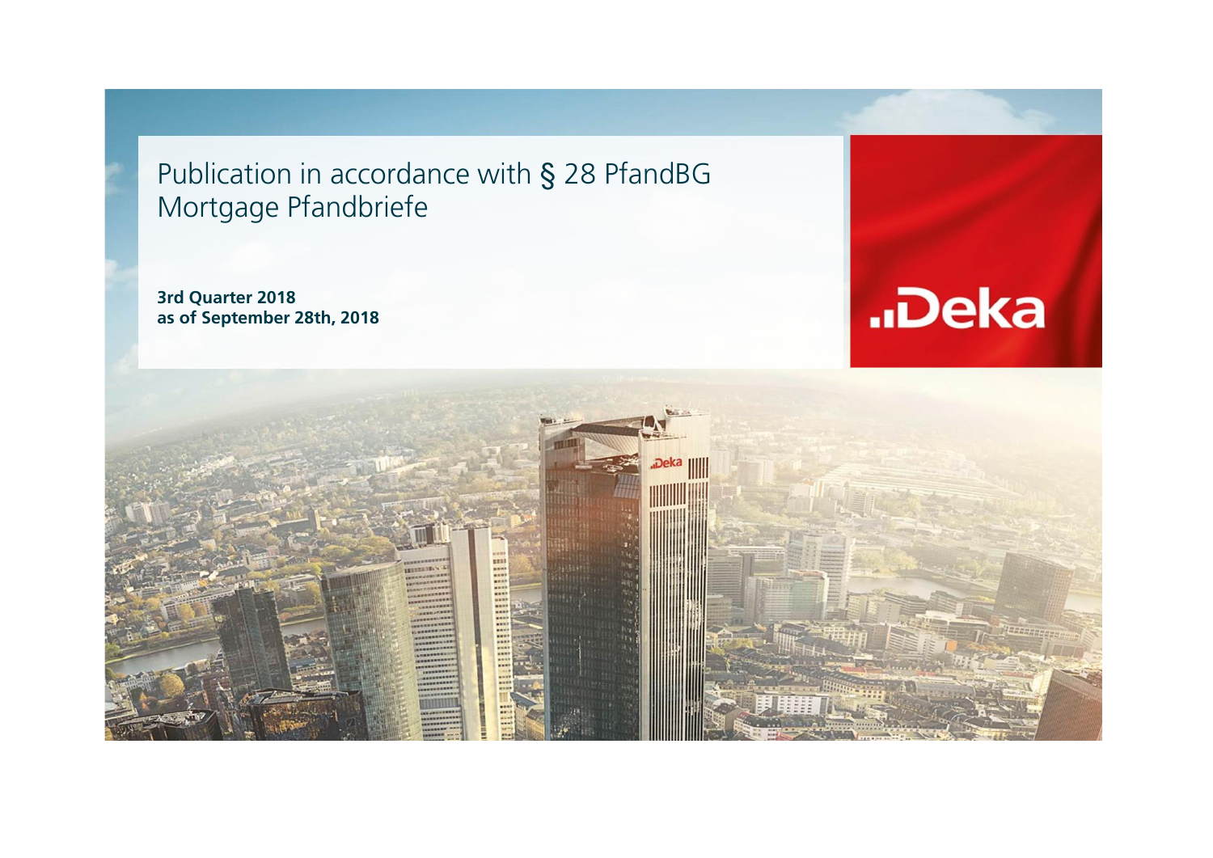# Publication in accordance with § 28 PfandBG Mortgage Pfandbriefe

**3rd Quarter 2018**
**as of September 28th, 2018**

Deka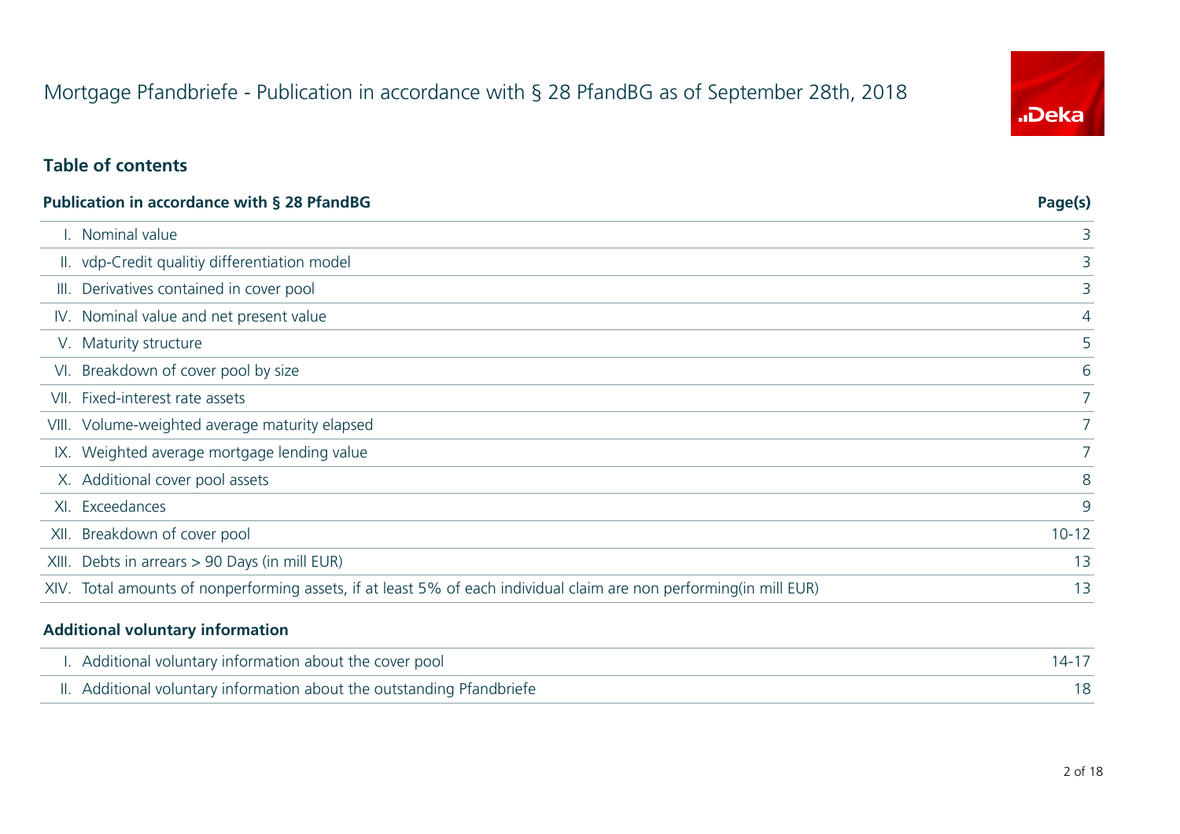# Mortgage Pfandbriefe - Publication in accordance with § 28 PfandBG as of September 28th, 2018

## Table of contents

| Publication in accordance with § 28 PfandBG | Page(s) |
|---|---|
| I. Nominal value | 3 |
| II. vdp-Credit qualitiy differentiation model | 3 |
| III. Derivatives contained in cover pool | 3 |
| IV. Nominal value and net present value | 4 |
| V. Maturity structure | 5 |
| VI. Breakdown of cover pool by size | 6 |
| VII. Fixed-interest rate assets | 7 |
| VIII. Volume-weighted average maturity elapsed | 7 |
| IX. Weighted average mortgage lending value | 7 |
| X. Additional cover pool assets | 8 |
| XI. Exceedances | 9 |
| XII. Breakdown of cover pool | 10-12 |
| XIII. Debts in arrears > 90 Days (in mill EUR) | 13 |
| XIV. Total amounts of nonperforming assets, if at least 5% of each individual claim are non performing(in mill EUR) | 13 |

| Additional voluntary information | |
|---|---|
| I. Additional voluntary information about the cover pool | 14-17 |
| II. Additional voluntary information about the outstanding Pfandbriefe | 18 |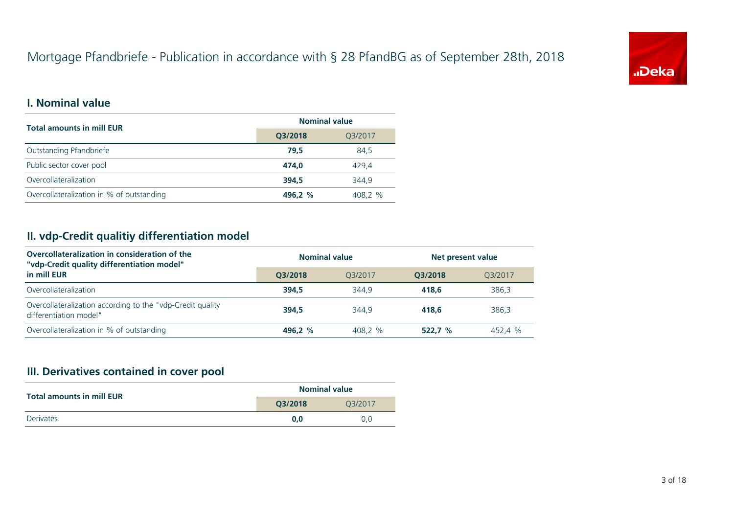# Mortgage Pfandbriefe - Publication in accordance with § 28 PfandBG as of September 28th, 2018

## I. Nominal value

| Total amounts in mill EUR | Nominal value | |
|---|---|---|
| | **Q3/2018** | Q3/2017 |
| Outstanding Pfandbriefe | **79,5** | 84,5 |
| Public sector cover pool | **474,0** | 429,4 |
| Overcollateralization | **394,5** | 344,9 |
| Overcollateralization in % of outstanding | **496,2 %** | 408,2 % |

## II. vdp-Credit qualitiy differentiation model

| Overcollateralization in consideration of the "vdp-Credit quality differentiation model" in mill EUR | Nominal value | | Net present value | |
|---|---|---|---|---|
| | **Q3/2018** | Q3/2017 | **Q3/2018** | Q3/2017 |
| Overcollateralization | **394,5** | 344,9 | **418,6** | 386,3 |
| Overcollateralization according to the "vdp-Credit quality differentiation model" | **394,5** | 344,9 | **418,6** | 386,3 |
| Overcollateralization in % of outstanding | **496,2 %** | 408,2 % | **522,7 %** | 452,4 % |

## III. Derivatives contained in cover pool

| Total amounts in mill EUR | Nominal value | |
|---|---|---|
| | **Q3/2018** | Q3/2017 |
| Derivates | **0,0** | 0,0 |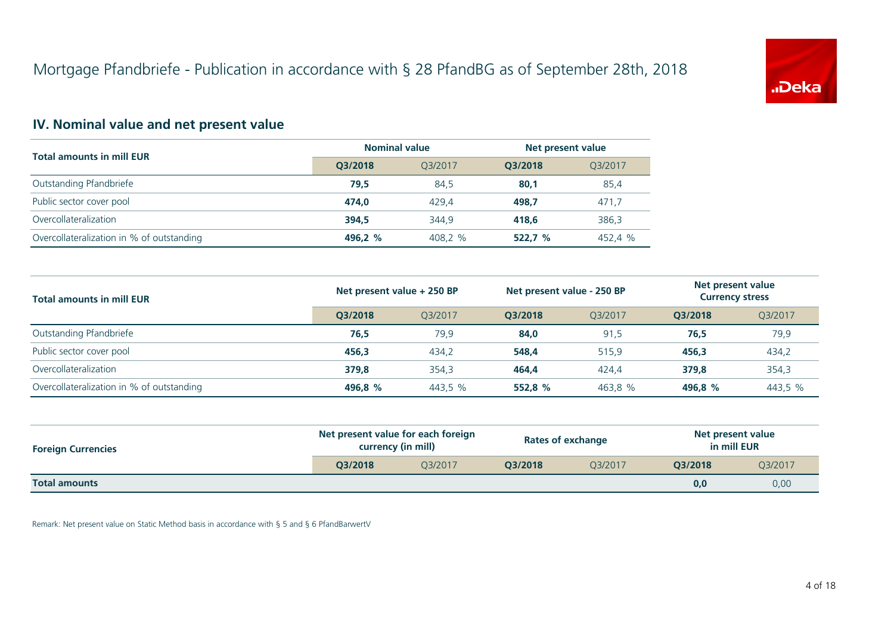# Mortgage Pfandbriefe - Publication in accordance with § 28 PfandBG as of September 28th, 2018

## IV. Nominal value and net present value

| Total amounts in mill EUR | Nominal value | | Net present value | |
|---|---|---|---|---|
| | **Q3/2018** | Q3/2017 | **Q3/2018** | Q3/2017 |
| Outstanding Pfandbriefe | **79,5** | 84,5 | **80,1** | 85,4 |
| Public sector cover pool | **474,0** | 429,4 | **498,7** | 471,7 |
| Overcollateralization | **394,5** | 344,9 | **418,6** | 386,3 |
| Overcollateralization in % of outstanding | **496,2 %** | 408,2 % | **522,7 %** | 452,4 % |

| Total amounts in mill EUR | Net present value + 250 BP | | Net present value - 250 BP | | Net present value Currency stress | |
|---|---|---|---|---|---|---|
| | **Q3/2018** | Q3/2017 | **Q3/2018** | Q3/2017 | **Q3/2018** | Q3/2017 |
| Outstanding Pfandbriefe | **76,5** | 79,9 | **84,0** | 91,5 | **76,5** | 79,9 |
| Public sector cover pool | **456,3** | 434,2 | **548,4** | 515,9 | **456,3** | 434,2 |
| Overcollateralization | **379,8** | 354,3 | **464,4** | 424,4 | **379,8** | 354,3 |
| Overcollateralization in % of outstanding | **496,8 %** | 443,5 % | **552,8 %** | 463,8 % | **496,8 %** | 443,5 % |

| Foreign Currencies | Net present value for each foreign currency (in mill) | | Rates of exchange | | Net present value in mill EUR | |
|---|---|---|---|---|---|---|
| | **Q3/2018** | Q3/2017 | **Q3/2018** | Q3/2017 | **Q3/2018** | Q3/2017 |
| **Total amounts** | | | | | **0,0** | 0,00 |

Remark: Net present value on Static Method basis in accordance with § 5 and § 6 PfandBarwertV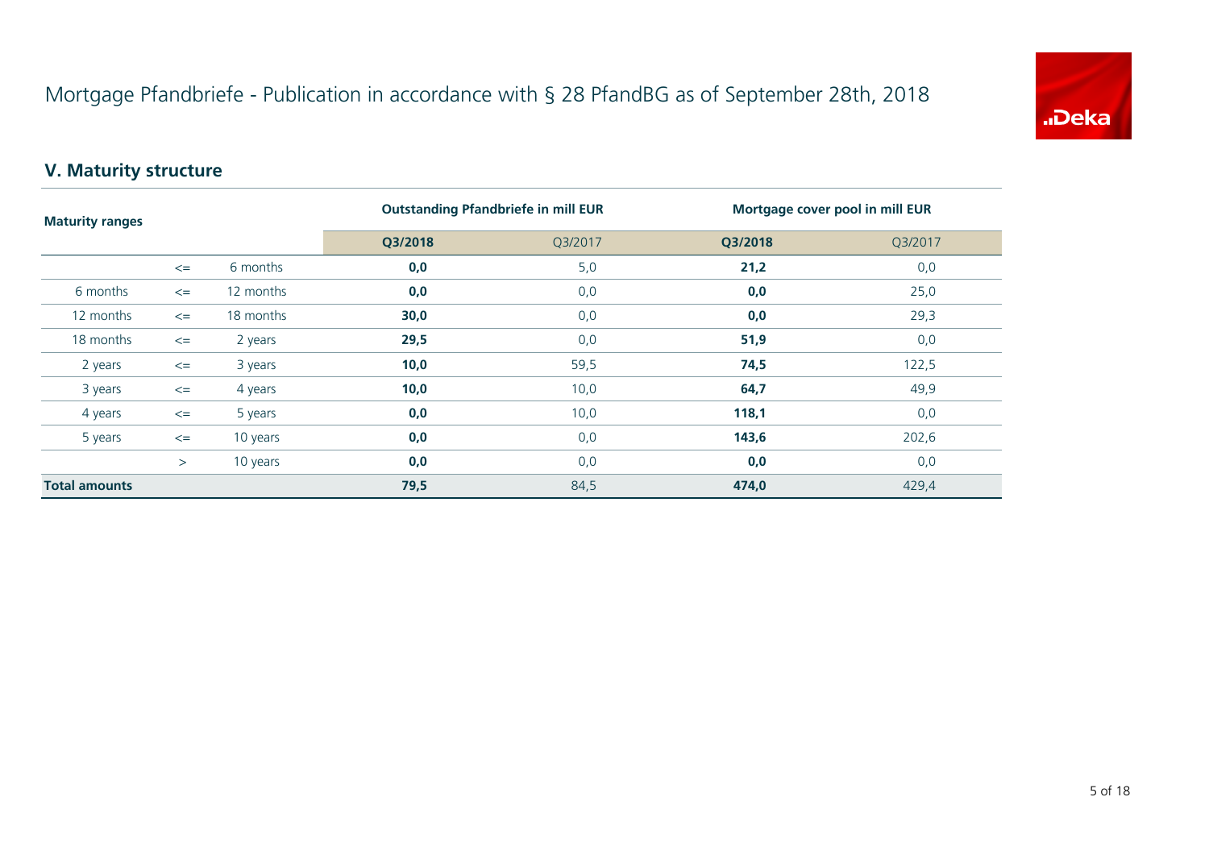# Mortgage Pfandbriefe - Publication in accordance with § 28 PfandBG as of September 28th, 2018

## V. Maturity structure

| Maturity ranges | | | Outstanding Pfandbriefe in mill EUR | | Mortgage cover pool in mill EUR | |
|---|---|---|---|---|---|---|
| | | | **Q3/2018** | Q3/2017 | **Q3/2018** | Q3/2017 |
| | <= | 6 months | **0,0** | 5,0 | **21,2** | 0,0 |
| 6 months | <= | 12 months | **0,0** | 0,0 | **0,0** | 25,0 |
| 12 months | <= | 18 months | **30,0** | 0,0 | **0,0** | 29,3 |
| 18 months | <= | 2 years | **29,5** | 0,0 | **51,9** | 0,0 |
| 2 years | <= | 3 years | **10,0** | 59,5 | **74,5** | 122,5 |
| 3 years | <= | 4 years | **10,0** | 10,0 | **64,7** | 49,9 |
| 4 years | <= | 5 years | **0,0** | 10,0 | **118,1** | 0,0 |
| 5 years | <= | 10 years | **0,0** | 0,0 | **143,6** | 202,6 |
| | > | 10 years | **0,0** | 0,0 | **0,0** | 0,0 |
| **Total amounts** | | | **79,5** | 84,5 | **474,0** | 429,4 |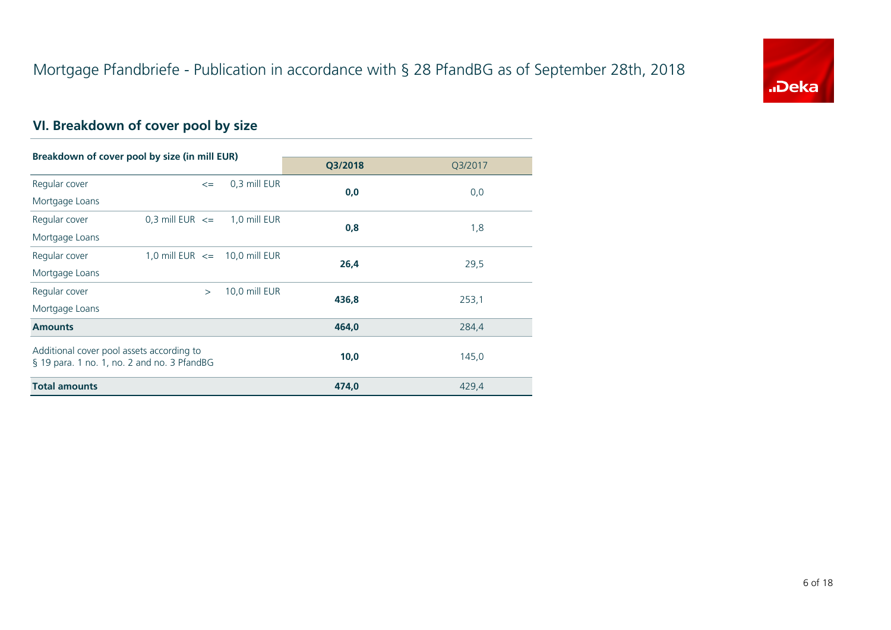# Mortgage Pfandbriefe - Publication in accordance with § 28 PfandBG as of September 28th, 2018

## VI. Breakdown of cover pool by size

| Breakdown of cover pool by size (in mill EUR) | | | | Q3/2018 | Q3/2017 |
|---|---|---|---|---|---|
| Regular cover Mortgage Loans | | <= | 0,3 mill EUR | **0,0** | 0,0 |
| Regular cover Mortgage Loans | 0,3 mill EUR | <= | 1,0 mill EUR | **0,8** | 1,8 |
| Regular cover Mortgage Loans | 1,0 mill EUR | <= | 10,0 mill EUR | **26,4** | 29,5 |
| Regular cover Mortgage Loans | | > | 10,0 mill EUR | **436,8** | 253,1 |
| **Amounts** | | | | **464,0** | 284,4 |
| Additional cover pool assets according to § 19 para. 1 no. 1, no. 2 and no. 3 PfandBG | | | | **10,0** | 145,0 |
| **Total amounts** | | | | **474,0** | 429,4 |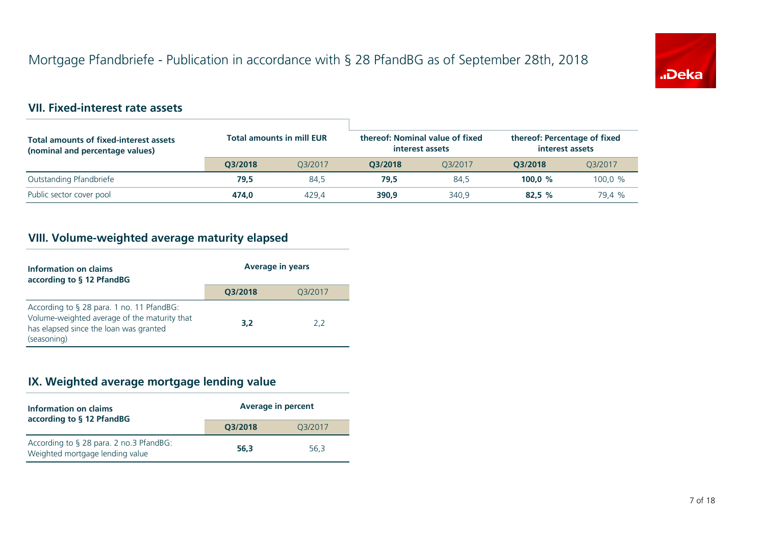# Mortgage Pfandbriefe - Publication in accordance with § 28 PfandBG as of September 28th, 2018

## VII. Fixed-interest rate assets

| Total amounts of fixed-interest assets (nominal and percentage values) | Total amounts in mill EUR | | thereof: Nominal value of fixed interest assets | | thereof: Percentage of fixed interest assets | |
|---|---|---|---|---|---|---|
| | **Q3/2018** | Q3/2017 | **Q3/2018** | Q3/2017 | **Q3/2018** | Q3/2017 |
| Outstanding Pfandbriefe | **79,5** | 84,5 | **79,5** | 84,5 | **100,0 %** | 100,0 % |
| Public sector cover pool | **474,0** | 429,4 | **390,9** | 340,9 | **82,5 %** | 79,4 % |

## VIII. Volume-weighted average maturity elapsed

| Information on claims according to § 12 PfandBG | Average in years | |
|---|---|---|
| | **Q3/2018** | Q3/2017 |
| According to § 28 para. 1 no. 11 PfandBG: Volume-weighted average of the maturity that has elapsed since the loan was granted (seasoning) | **3,2** | 2,2 |

## IX. Weighted average mortgage lending value

| Information on claims according to § 12 PfandBG | Average in percent | |
|---|---|---|
| | **Q3/2018** | Q3/2017 |
| According to § 28 para. 2 no.3 PfandBG: Weighted mortgage lending value | **56,3** | 56,3 |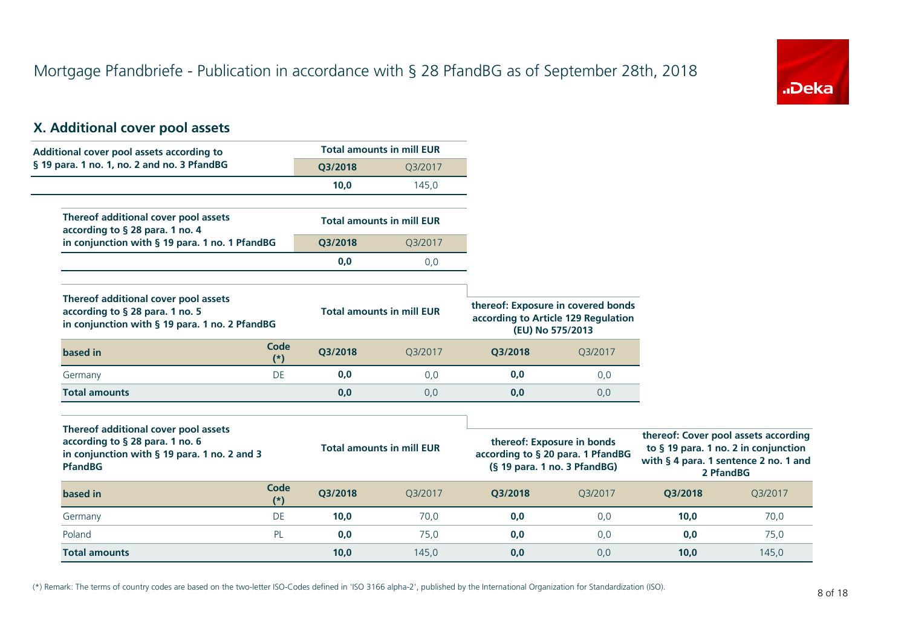# Mortgage Pfandbriefe - Publication in accordance with § 28 PfandBG as of September 28th, 2018

## X. Additional cover pool assets

| Additional cover pool assets according to § 19 para. 1 no. 1, no. 2 and no. 3 PfandBG | Total amounts in mill EUR | |
|---|---|---|
| | **Q3/2018** | Q3/2017 |
| | **10,0** | 145,0 |

| Thereof additional cover pool assets according to § 28 para. 1 no. 4 in conjunction with § 19 para. 1 no. 1 PfandBG | Total amounts in mill EUR | |
|---|---|---|
| | **Q3/2018** | Q3/2017 |
| | **0,0** | 0,0 |

| Thereof additional cover pool assets according to § 28 para. 1 no. 5 in conjunction with § 19 para. 1 no. 2 PfandBG | | Total amounts in mill EUR | | thereof: Exposure in covered bonds according to Article 129 Regulation (EU) No 575/2013 | |
|---|---|---|---|---|---|
| **based in** | **Code (*)** | **Q3/2018** | Q3/2017 | **Q3/2018** | Q3/2017 |
| Germany | DE | **0,0** | 0,0 | **0,0** | 0,0 |
| **Total amounts** | | **0,0** | 0,0 | **0,0** | 0,0 |

| Thereof additional cover pool assets according to § 28 para. 1 no. 6 in conjunction with § 19 para. 1 no. 2 and 3 PfandBG | | Total amounts in mill EUR | | thereof: Exposure in bonds according to § 20 para. 1 PfandBG (§ 19 para. 1 no. 3 PfandBG) | | thereof: Cover pool assets according to § 19 para. 1 no. 2 in conjunction with § 4 para. 1 sentence 2 no. 1 and 2 PfandBG | |
|---|---|---|---|---|---|---|---|
| **based in** | **Code (*)** | **Q3/2018** | Q3/2017 | **Q3/2018** | Q3/2017 | **Q3/2018** | Q3/2017 |
| Germany | DE | **10,0** | 70,0 | **0,0** | 0,0 | **10,0** | 70,0 |
| Poland | PL | **0,0** | 75,0 | **0,0** | 0,0 | **0,0** | 75,0 |
| **Total amounts** | | **10,0** | 145,0 | **0,0** | 0,0 | **10,0** | 145,0 |

(*) Remark: The terms of country codes are based on the two-letter ISO-Codes defined in 'ISO 3166 alpha-2', published by the International Organization for Standardization (ISO).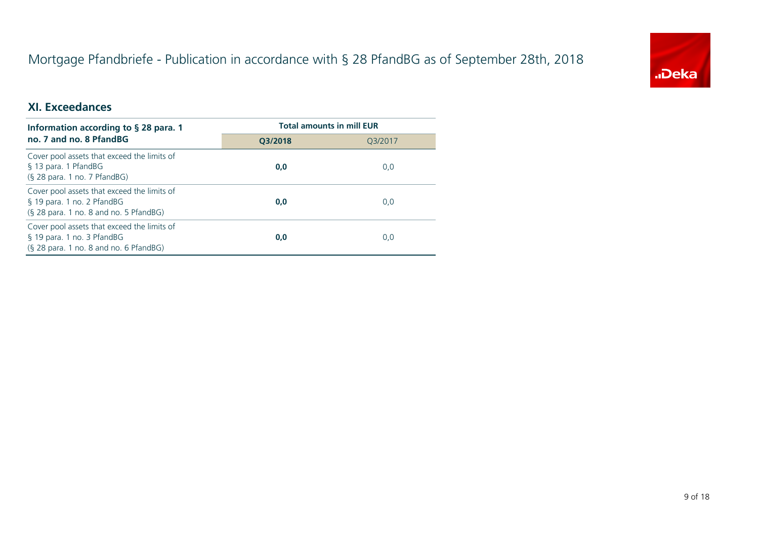# Mortgage Pfandbriefe - Publication in accordance with § 28 PfandBG as of September 28th, 2018

## XI. Exceedances

| Information according to § 28 para. 1 no. 7 and no. 8 PfandBG | Total amounts in mill EUR | |
|---|---|---|
| | **Q3/2018** | Q3/2017 |
| Cover pool assets that exceed the limits of § 13 para. 1 PfandBG (§ 28 para. 1 no. 7 PfandBG) | **0,0** | 0,0 |
| Cover pool assets that exceed the limits of § 19 para. 1 no. 2 PfandBG (§ 28 para. 1 no. 8 and no. 5 PfandBG) | **0,0** | 0,0 |
| Cover pool assets that exceed the limits of § 19 para. 1 no. 3 PfandBG (§ 28 para. 1 no. 8 and no. 6 PfandBG) | **0,0** | 0,0 |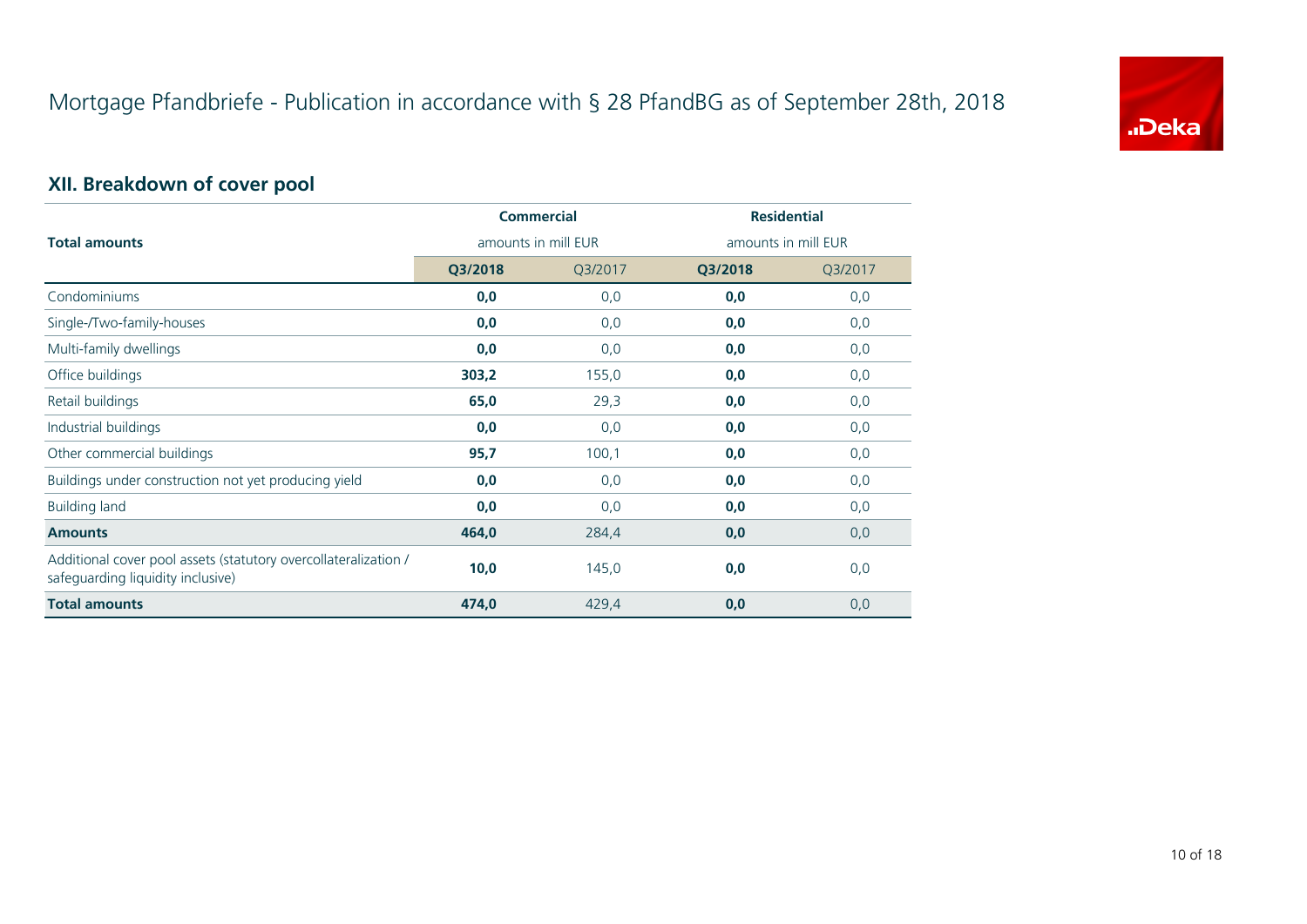# Mortgage Pfandbriefe - Publication in accordance with § 28 PfandBG as of September 28th, 2018

## XII. Breakdown of cover pool

| Total amounts | Commercial amounts in mill EUR | | Residential amounts in mill EUR | |
|---|---|---|---|---|
| | **Q3/2018** | Q3/2017 | **Q3/2018** | Q3/2017 |
| Condominiums | **0,0** | 0,0 | **0,0** | 0,0 |
| Single-/Two-family-houses | **0,0** | 0,0 | **0,0** | 0,0 |
| Multi-family dwellings | **0,0** | 0,0 | **0,0** | 0,0 |
| Office buildings | **303,2** | 155,0 | **0,0** | 0,0 |
| Retail buildings | **65,0** | 29,3 | **0,0** | 0,0 |
| Industrial buildings | **0,0** | 0,0 | **0,0** | 0,0 |
| Other commercial buildings | **95,7** | 100,1 | **0,0** | 0,0 |
| Buildings under construction not yet producing yield | **0,0** | 0,0 | **0,0** | 0,0 |
| Building land | **0,0** | 0,0 | **0,0** | 0,0 |
| **Amounts** | **464,0** | 284,4 | **0,0** | 0,0 |
| Additional cover pool assets (statutory overcollateralization / safeguarding liquidity inclusive) | **10,0** | 145,0 | **0,0** | 0,0 |
| **Total amounts** | **474,0** | 429,4 | **0,0** | 0,0 |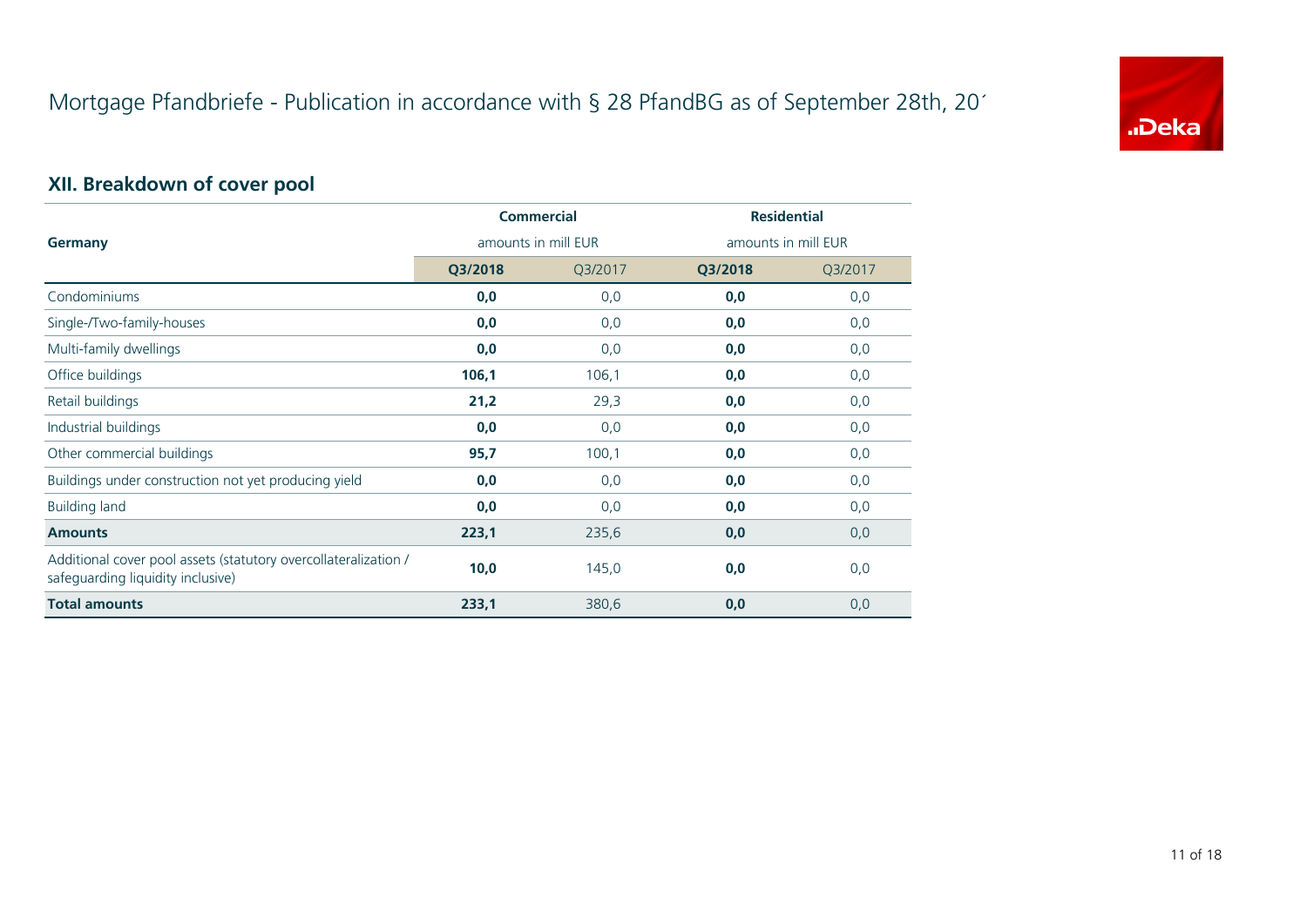# Mortgage Pfandbriefe - Publication in accordance with § 28 PfandBG as of September 28th, 20´

## XII. Breakdown of cover pool

| Germany | Commercial amounts in mill EUR | | Residential amounts in mill EUR | |
|---|---|---|---|---|
| | **Q3/2018** | Q3/2017 | **Q3/2018** | Q3/2017 |
| Condominiums | **0,0** | 0,0 | **0,0** | 0,0 |
| Single-/Two-family-houses | **0,0** | 0,0 | **0,0** | 0,0 |
| Multi-family dwellings | **0,0** | 0,0 | **0,0** | 0,0 |
| Office buildings | **106,1** | 106,1 | **0,0** | 0,0 |
| Retail buildings | **21,2** | 29,3 | **0,0** | 0,0 |
| Industrial buildings | **0,0** | 0,0 | **0,0** | 0,0 |
| Other commercial buildings | **95,7** | 100,1 | **0,0** | 0,0 |
| Buildings under construction not yet producing yield | **0,0** | 0,0 | **0,0** | 0,0 |
| Building land | **0,0** | 0,0 | **0,0** | 0,0 |
| **Amounts** | **223,1** | 235,6 | **0,0** | 0,0 |
| Additional cover pool assets (statutory overcollateralization / safeguarding liquidity inclusive) | **10,0** | 145,0 | **0,0** | 0,0 |
| **Total amounts** | **233,1** | 380,6 | **0,0** | 0,0 |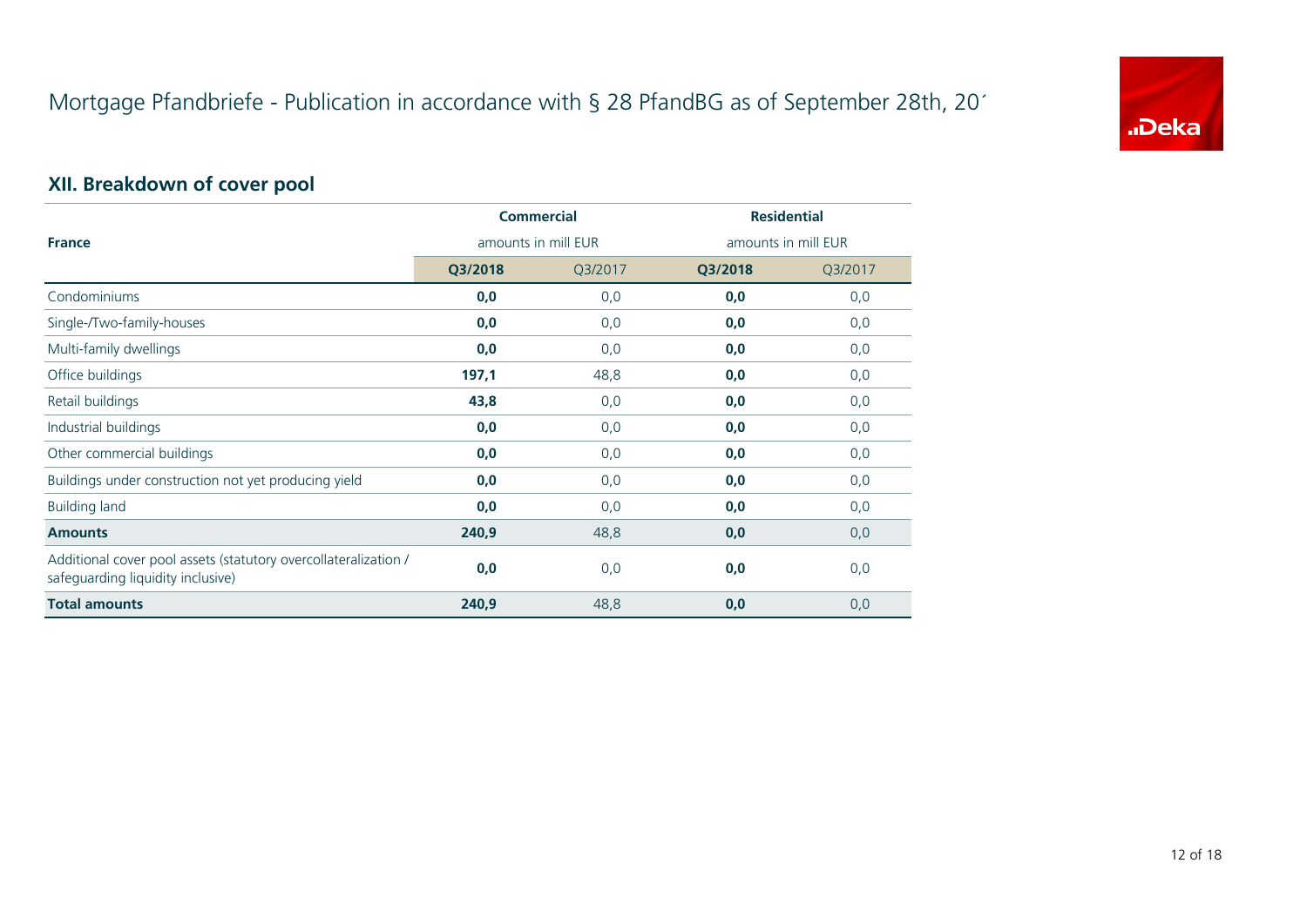# Mortgage Pfandbriefe - Publication in accordance with § 28 PfandBG as of September 28th, 20´

## XII. Breakdown of cover pool

| France | Commercial amounts in mill EUR | | Residential amounts in mill EUR | |
|---|---|---|---|---|
| | **Q3/2018** | Q3/2017 | **Q3/2018** | Q3/2017 |
| Condominiums | **0,0** | 0,0 | **0,0** | 0,0 |
| Single-/Two-family-houses | **0,0** | 0,0 | **0,0** | 0,0 |
| Multi-family dwellings | **0,0** | 0,0 | **0,0** | 0,0 |
| Office buildings | **197,1** | 48,8 | **0,0** | 0,0 |
| Retail buildings | **43,8** | 0,0 | **0,0** | 0,0 |
| Industrial buildings | **0,0** | 0,0 | **0,0** | 0,0 |
| Other commercial buildings | **0,0** | 0,0 | **0,0** | 0,0 |
| Buildings under construction not yet producing yield | **0,0** | 0,0 | **0,0** | 0,0 |
| Building land | **0,0** | 0,0 | **0,0** | 0,0 |
| **Amounts** | **240,9** | 48,8 | **0,0** | 0,0 |
| Additional cover pool assets (statutory overcollateralization / safeguarding liquidity inclusive) | **0,0** | 0,0 | **0,0** | 0,0 |
| **Total amounts** | **240,9** | 48,8 | **0,0** | 0,0 |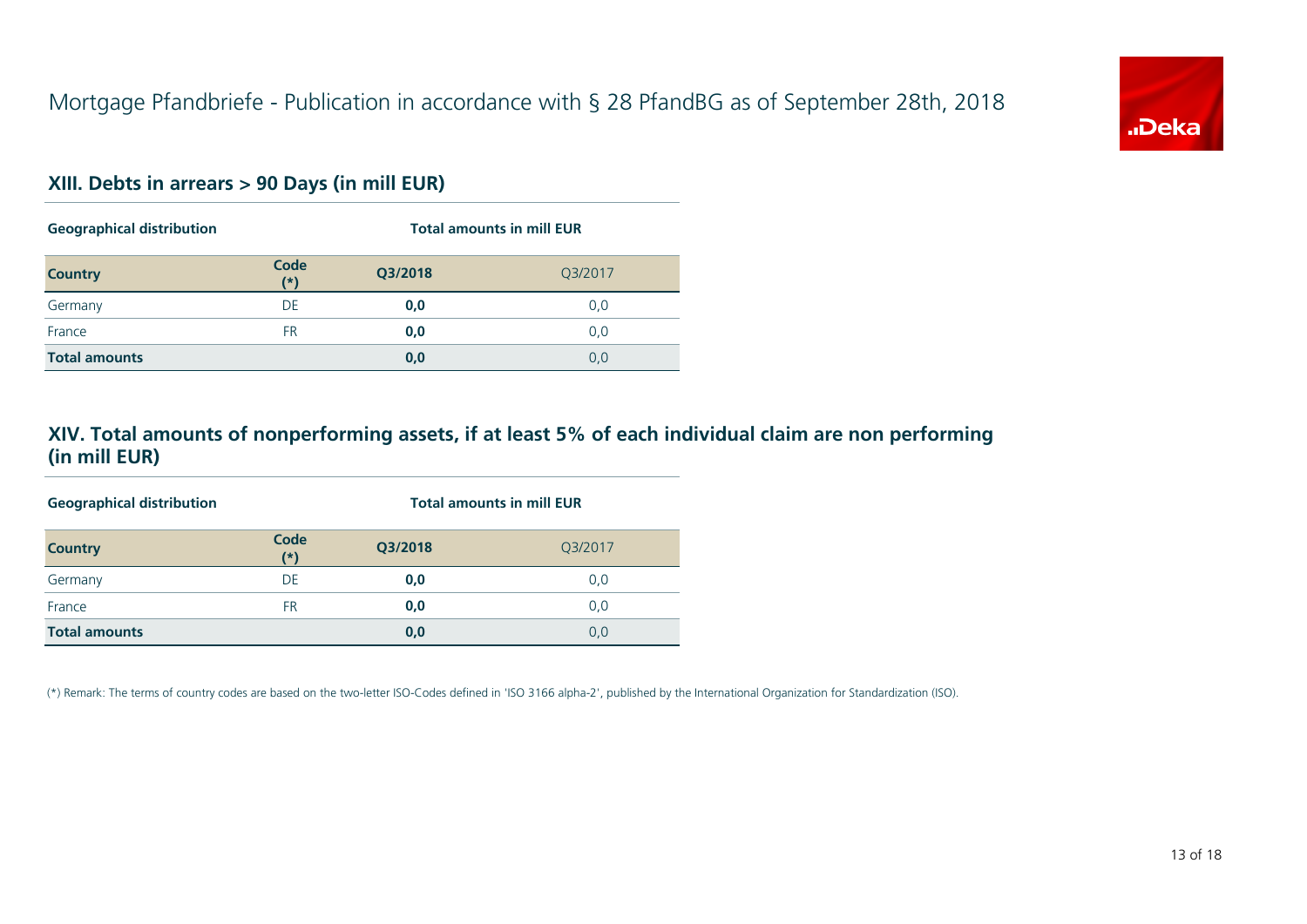# Mortgage Pfandbriefe - Publication in accordance with § 28 PfandBG as of September 28th, 2018

## XIII. Debts in arrears > 90 Days (in mill EUR)

| **Geographical distribution** | | **Total amounts in mill EUR** | |
|---|---|---|---|
| **Country** | **Code (*)** | **Q3/2018** | Q3/2017 |
| Germany | DE | **0,0** | 0,0 |
| France | FR | **0,0** | 0,0 |
| **Total amounts** | | **0,0** | 0,0 |

## XIV. Total amounts of nonperforming assets, if at least 5% of each individual claim are non performing (in mill EUR)

| **Geographical distribution** | | **Total amounts in mill EUR** | |
|---|---|---|---|
| **Country** | **Code (*)** | **Q3/2018** | Q3/2017 |
| Germany | DE | **0,0** | 0,0 |
| France | FR | **0,0** | 0,0 |
| **Total amounts** | | **0,0** | 0,0 |

(*) Remark: The terms of country codes are based on the two-letter ISO-Codes defined in 'ISO 3166 alpha-2', published by the International Organization for Standardization (ISO).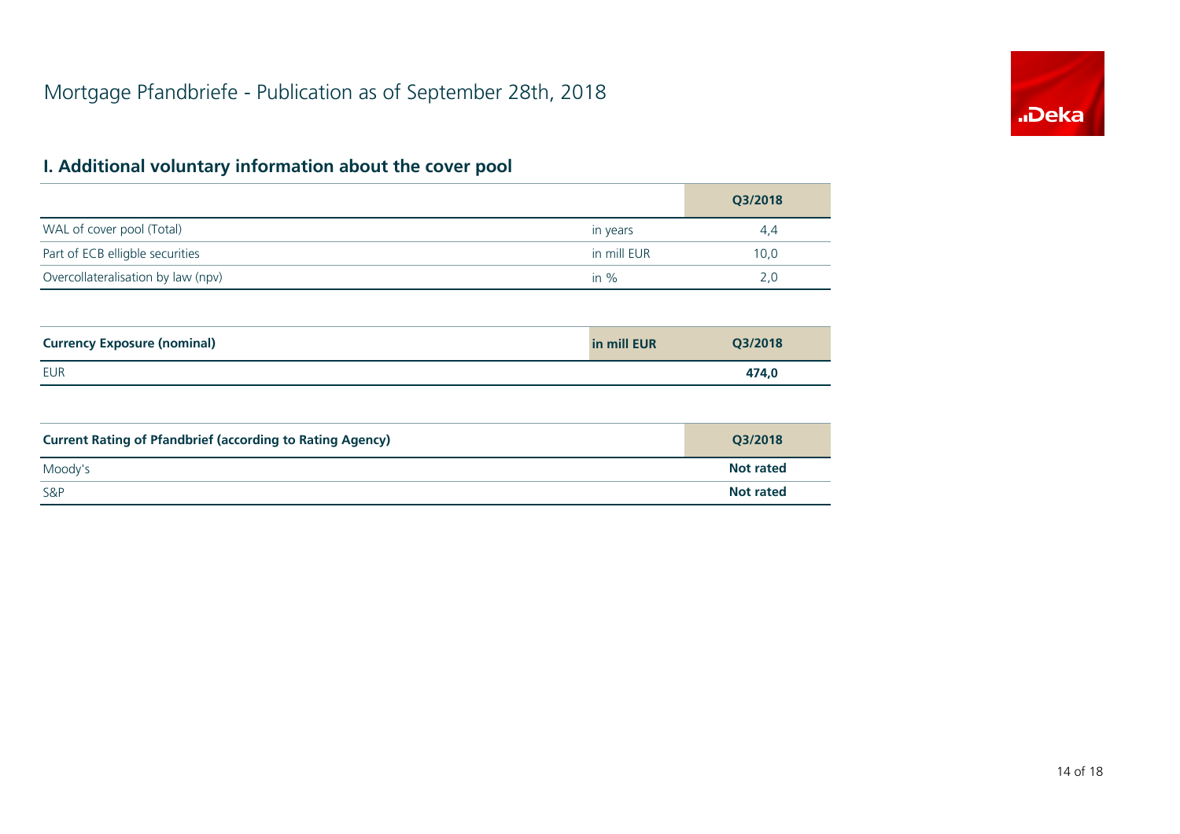# Mortgage Pfandbriefe - Publication as of September 28th, 2018

## I. Additional voluntary information about the cover pool

| | | Q3/2018 |
|---|---|---|
| WAL of cover pool (Total) | in years | 4,4 |
| Part of ECB elligble securities | in mill EUR | 10,0 |
| Overcollateralisation by law (npv) | in % | 2,0 |

| **Currency Exposure (nominal)** | **in mill EUR** | **Q3/2018** |
|---|---|---|
| EUR | | **474,0** |

| **Current Rating of Pfandbrief (according to Rating Agency)** | **Q3/2018** |
|---|---|
| Moody's | **Not rated** |
| S&P | **Not rated** |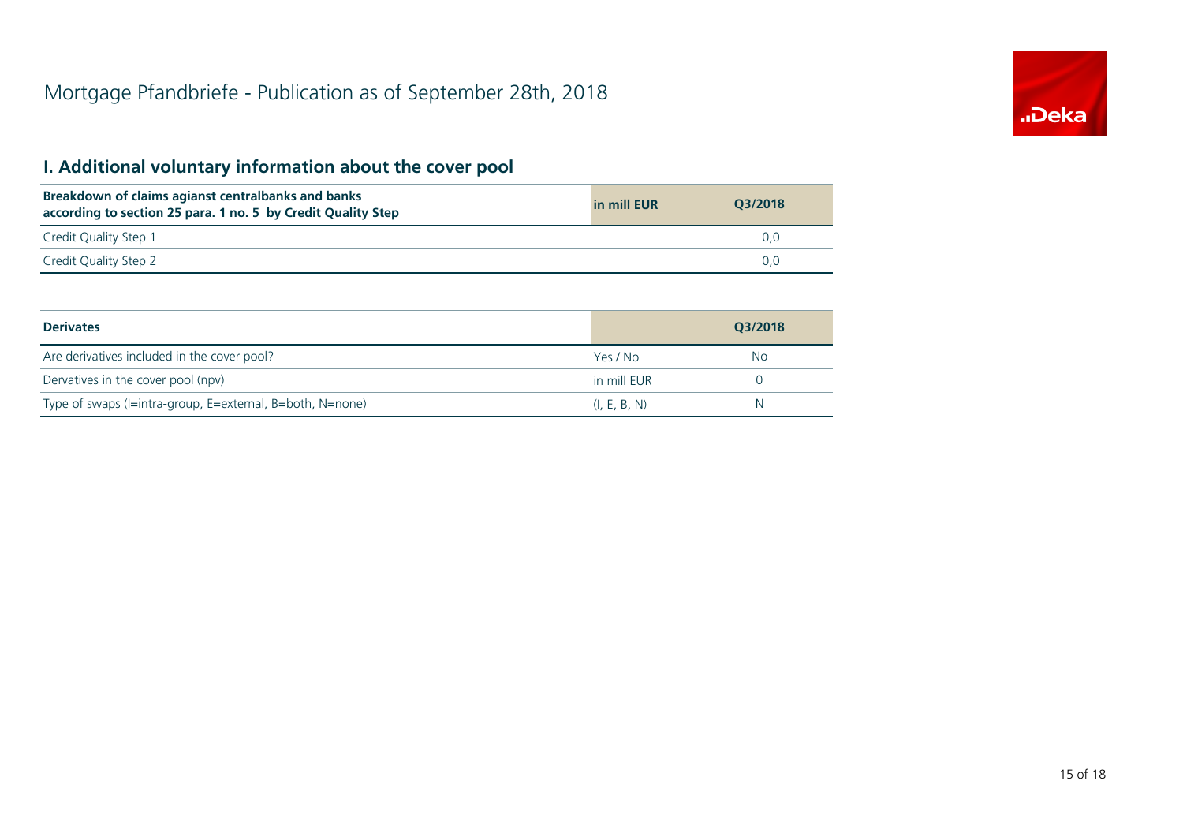# Mortgage Pfandbriefe - Publication as of September 28th, 2018

## I. Additional voluntary information about the cover pool

| Breakdown of claims agianst centralbanks and banks according to section 25 para. 1 no. 5 by Credit Quality Step | in mill EUR | Q3/2018 |
|---|---|---|
| Credit Quality Step 1 | | 0,0 |
| Credit Quality Step 2 | | 0,0 |

| Derivates | | Q3/2018 |
|---|---|---|
| Are derivatives included in the cover pool? | Yes / No | No |
| Dervatives in the cover pool (npv) | in mill EUR | 0 |
| Type of swaps (I=intra-group, E=external, B=both, N=none) | (I, E, B, N) | N |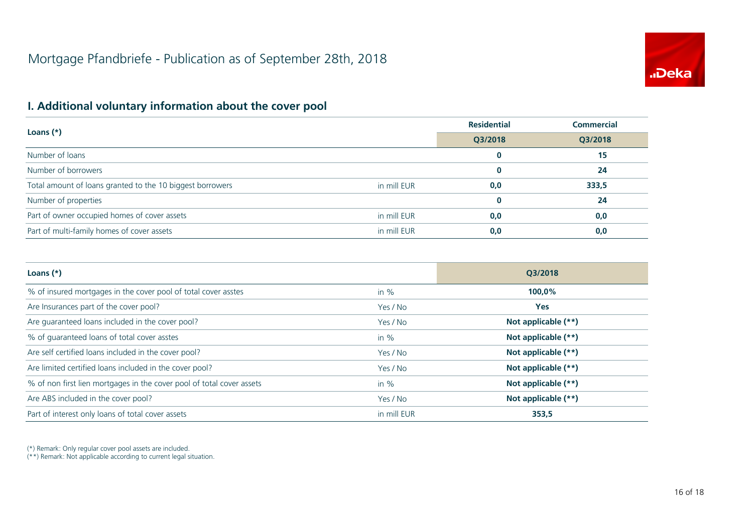# Mortgage Pfandbriefe - Publication as of September 28th, 2018

## I. Additional voluntary information about the cover pool

| Loans (*) | | Residential | Commercial |
|---|---|---|---|
| | | Q3/2018 | Q3/2018 |
| Number of loans | | **0** | **15** |
| Number of borrowers | | **0** | **24** |
| Total amount of loans granted to the 10 biggest borrowers | in mill EUR | **0,0** | **333,5** |
| Number of properties | | **0** | **24** |
| Part of owner occupied homes of cover assets | in mill EUR | **0,0** | **0,0** |
| Part of multi-family homes of cover assets | in mill EUR | **0,0** | **0,0** |

| Loans (*) | | Q3/2018 |
|---|---|---|
| % of insured mortgages in the cover pool of total cover asstes | in % | **100,0%** |
| Are Insurances part of the cover pool? | Yes / No | **Yes** |
| Are guaranteed loans included in the cover pool? | Yes / No | **Not applicable (**)** |
| % of guaranteed loans of total cover asstes | in % | **Not applicable (**)** |
| Are self certified loans included in the cover pool? | Yes / No | **Not applicable (**)** |
| Are limited certified loans included in the cover pool? | Yes / No | **Not applicable (**)** |
| % of non first lien mortgages in the cover pool of total cover assets | in % | **Not applicable (**)** |
| Are ABS included in the cover pool? | Yes / No | **Not applicable (**)** |
| Part of interest only loans of total cover assets | in mill EUR | **353,5** |

(*) Remark: Only regular cover pool assets are included.
(**) Remark: Not applicable according to current legal situation.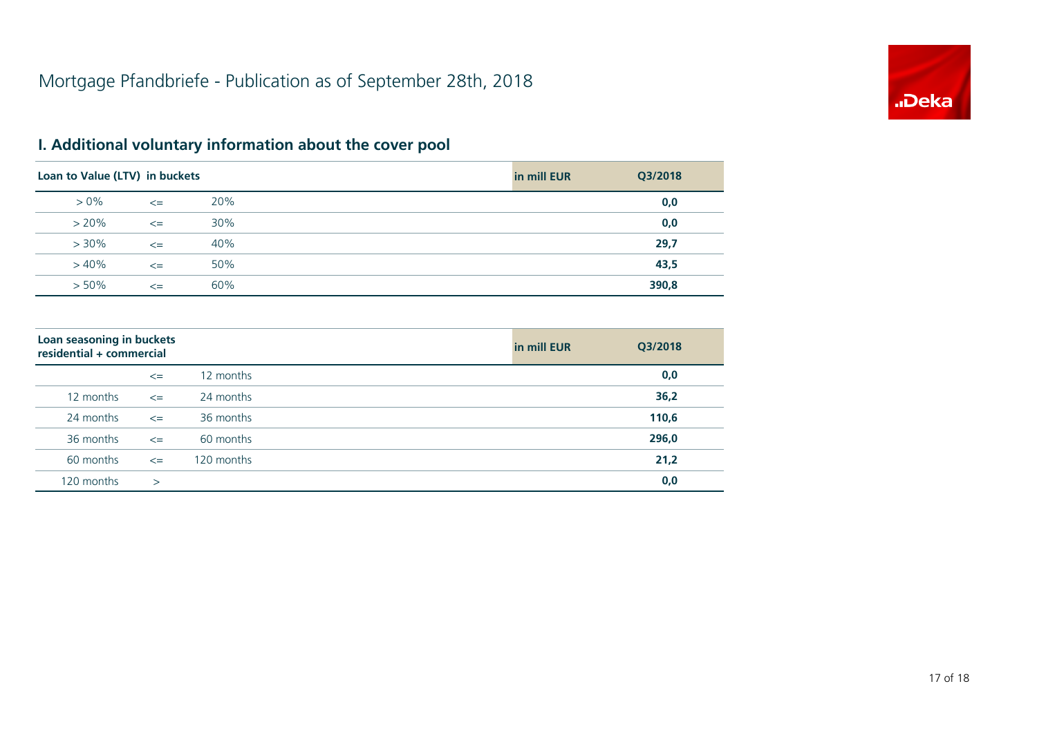# Mortgage Pfandbriefe - Publication as of September 28th, 2018

## I. Additional voluntary information about the cover pool

| Loan to Value (LTV) in buckets | | | in mill EUR | Q3/2018 |
|---|---|---|---|---|
| > 0% | <= | 20% | | **0,0** |
| > 20% | <= | 30% | | **0,0** |
| > 30% | <= | 40% | | **29,7** |
| > 40% | <= | 50% | | **43,5** |
| > 50% | <= | 60% | | **390,8** |

| Loan seasoning in buckets residential + commercial | | | in mill EUR | Q3/2018 |
|---|---|---|---|---|
| | <= | 12 months | | **0,0** |
| 12 months | <= | 24 months | | **36,2** |
| 24 months | <= | 36 months | | **110,6** |
| 36 months | <= | 60 months | | **296,0** |
| 60 months | <= | 120 months | | **21,2** |
| 120 months | > | | | **0,0** |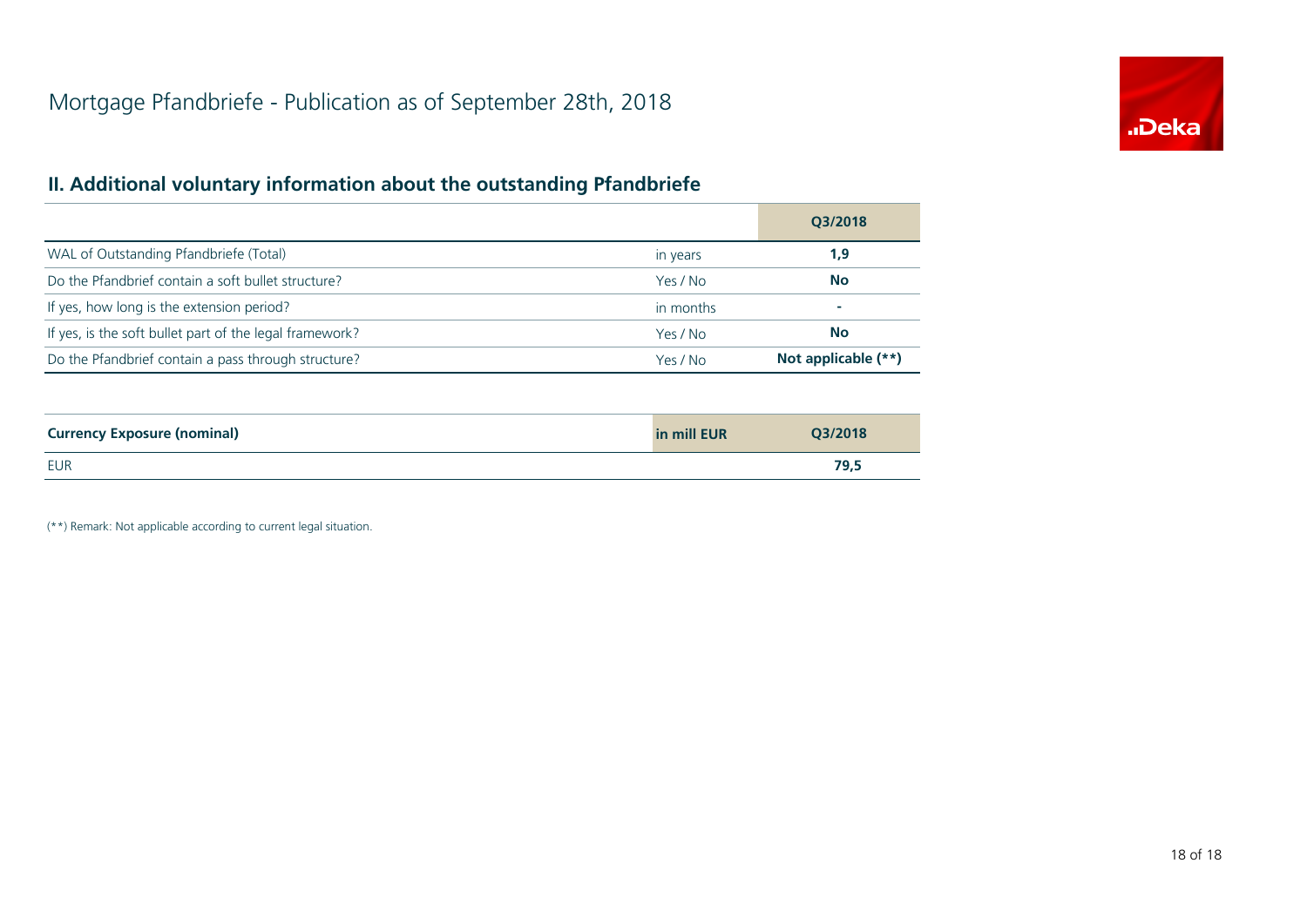# Mortgage Pfandbriefe - Publication as of September 28th, 2018

## II. Additional voluntary information about the outstanding Pfandbriefe

| | | Q3/2018 |
|---|---|---|
| WAL of Outstanding Pfandbriefe (Total) | in years | **1,9** |
| Do the Pfandbrief contain a soft bullet structure? | Yes / No | **No** |
| If yes, how long is the extension period? | in months | **-** |
| If yes, is the soft bullet part of the legal framework? | Yes / No | **No** |
| Do the Pfandbrief contain a pass through structure? | Yes / No | **Not applicable (**)** |

| **Currency Exposure (nominal)** | **in mill EUR** | **Q3/2018** |
|---|---|---|
| EUR | | **79,5** |

(**) Remark: Not applicable according to current legal situation.